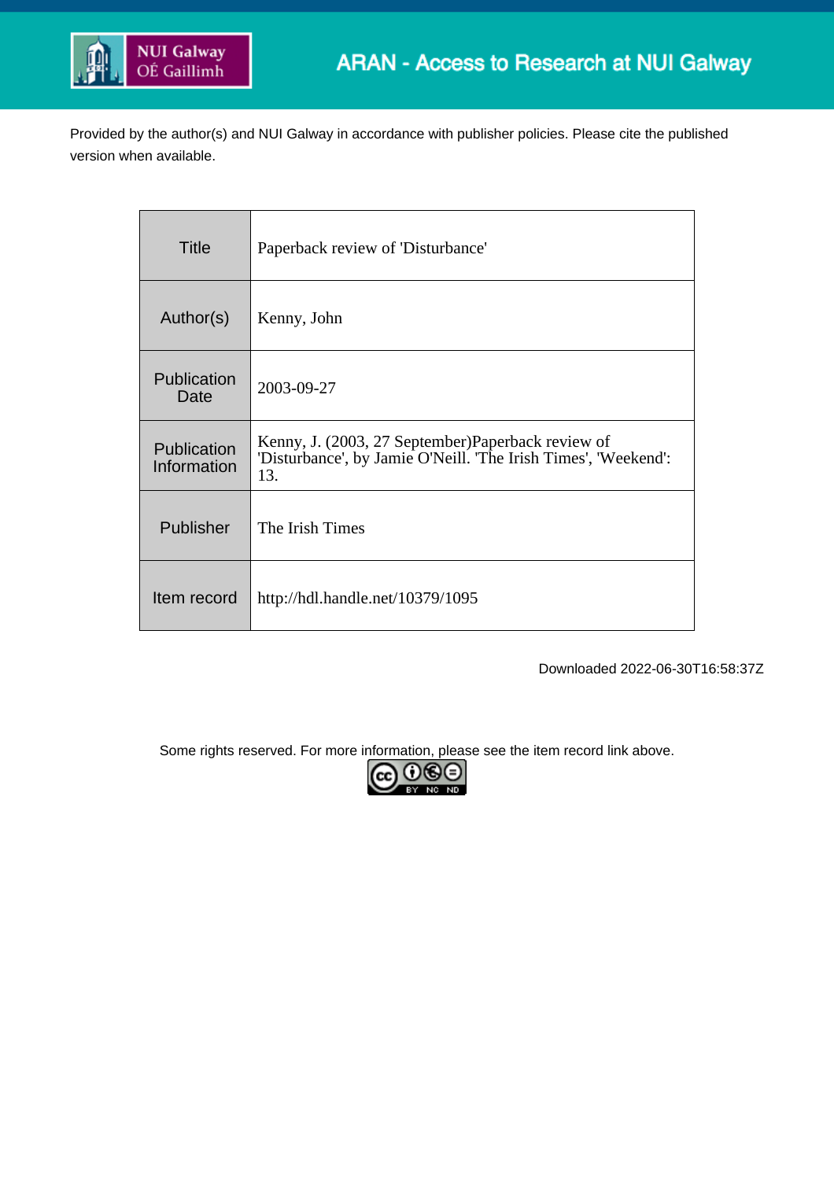NUI Galway OÉ Gaillimh

ARAN - Access to Research at NUI Galway

Provided by the author(s) and NUI Galway in accordance with publisher policies. Please cite the published version when available.

| Title | Paperback review of 'Disturbance' |
| --- | --- |
| Author(s) | Kenny, John |
| Publication Date | 2003-09-27 |
| Publication Information | Kenny, J. (2003, 27 September)Paperback review of 'Disturbance', by Jamie O'Neill. 'The Irish Times', 'Weekend': 13. |
| Publisher | The Irish Times |
| Item record | http://hdl.handle.net/10379/1095 |

Downloaded 2022-06-30T16:58:37Z

Some rights reserved. For more information, please see the item record link above.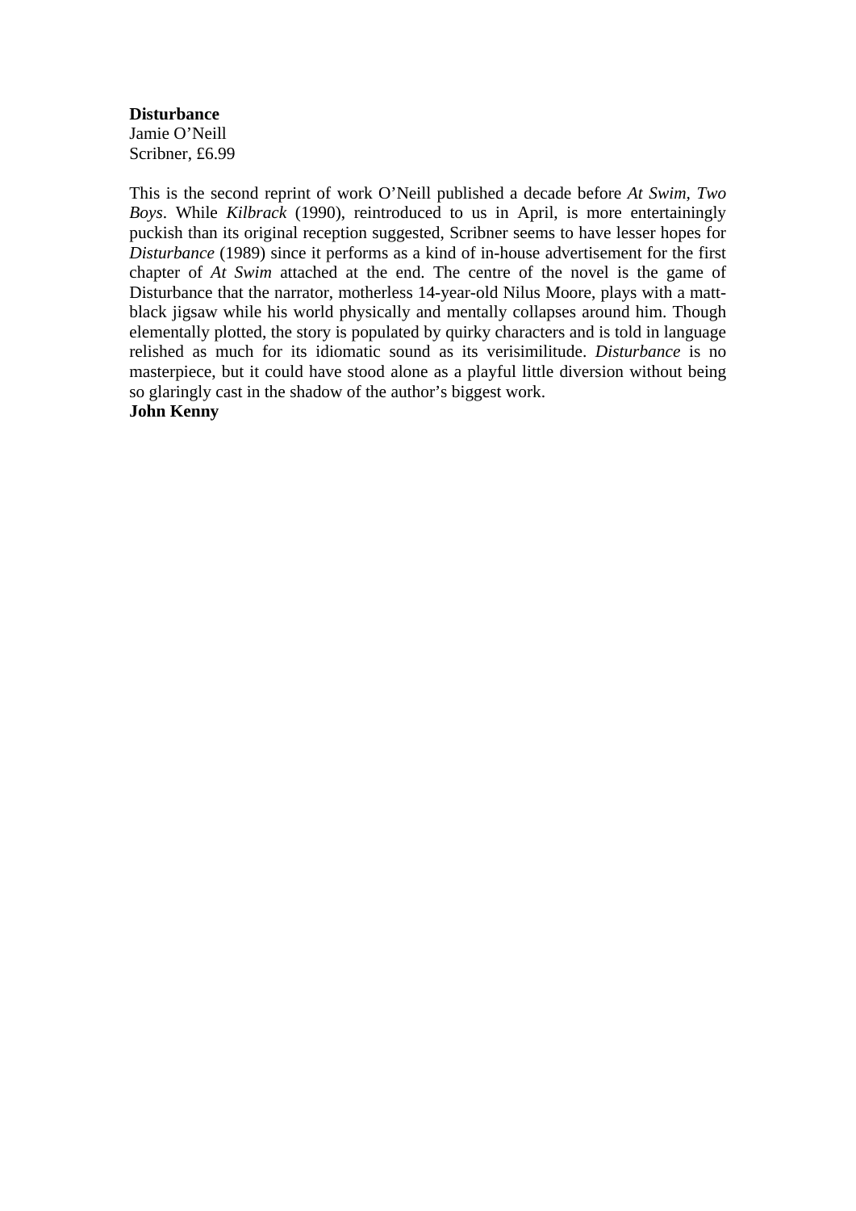**Disturbance**
Jamie O'Neill
Scribner, £6.99

This is the second reprint of work O'Neill published a decade before *At Swim, Two Boys*. While *Kilbrack* (1990), reintroduced to us in April, is more entertainingly puckish than its original reception suggested, Scribner seems to have lesser hopes for *Disturbance* (1989) since it performs as a kind of in-house advertisement for the first chapter of *At Swim* attached at the end. The centre of the novel is the game of Disturbance that the narrator, motherless 14-year-old Nilus Moore, plays with a matt-black jigsaw while his world physically and mentally collapses around him. Though elementally plotted, the story is populated by quirky characters and is told in language relished as much for its idiomatic sound as its verisimilitude. *Disturbance* is no masterpiece, but it could have stood alone as a playful little diversion without being so glaringly cast in the shadow of the author's biggest work.

**John Kenny**